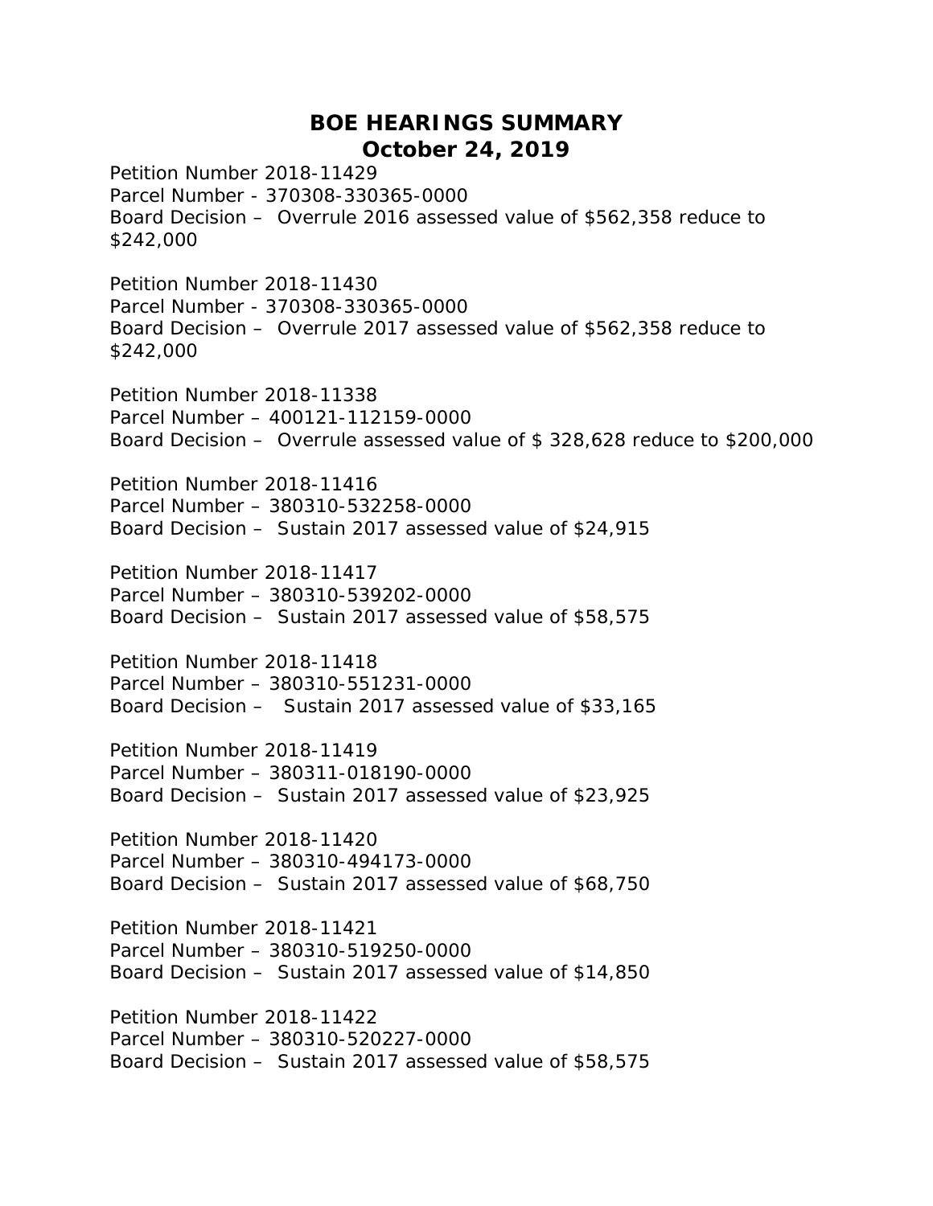# BOE HEARINGS SUMMARY
## October 24, 2019

Petition Number 2018-11429
Parcel Number - 370308-330365-0000
Board Decision – Overrule 2016 assessed value of $562,358 reduce to $242,000

Petition Number 2018-11430
Parcel Number - 370308-330365-0000
Board Decision – Overrule 2017 assessed value of $562,358 reduce to $242,000

Petition Number 2018-11338
Parcel Number – 400121-112159-0000
Board Decision – Overrule assessed value of $ 328,628 reduce to $200,000

Petition Number 2018-11416
Parcel Number – 380310-532258-0000
Board Decision – Sustain 2017 assessed value of $24,915

Petition Number 2018-11417
Parcel Number – 380310-539202-0000
Board Decision – Sustain 2017 assessed value of $58,575

Petition Number 2018-11418
Parcel Number – 380310-551231-0000
Board Decision – Sustain 2017 assessed value of $33,165

Petition Number 2018-11419
Parcel Number – 380311-018190-0000
Board Decision – Sustain 2017 assessed value of $23,925

Petition Number 2018-11420
Parcel Number – 380310-494173-0000
Board Decision – Sustain 2017 assessed value of $68,750

Petition Number 2018-11421
Parcel Number – 380310-519250-0000
Board Decision – Sustain 2017 assessed value of $14,850

Petition Number 2018-11422
Parcel Number – 380310-520227-0000
Board Decision – Sustain 2017 assessed value of $58,575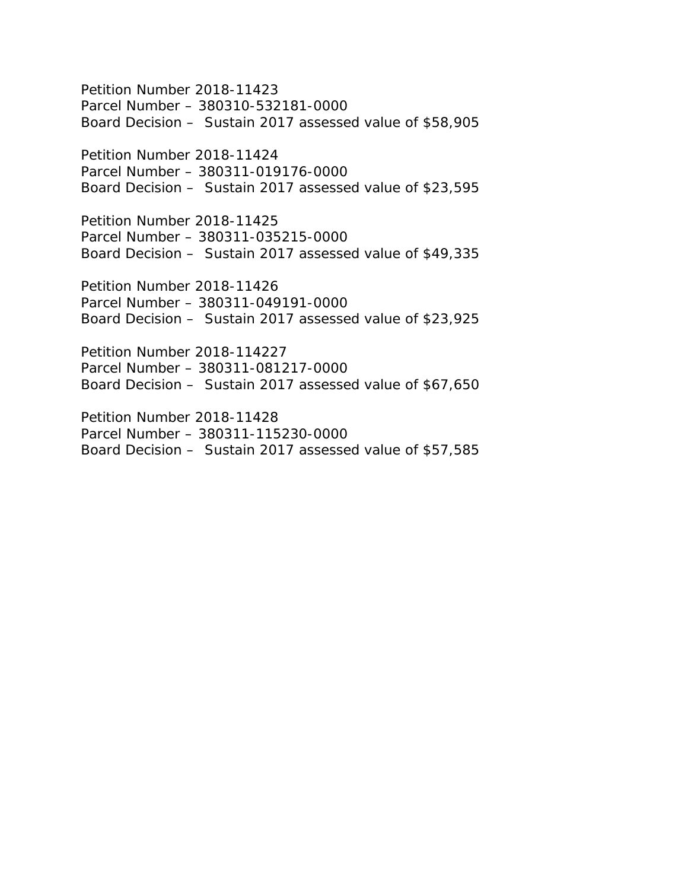Petition Number 2018-11423
Parcel Number – 380310-532181-0000
Board Decision – Sustain 2017 assessed value of $58,905

Petition Number 2018-11424
Parcel Number – 380311-019176-0000
Board Decision – Sustain 2017 assessed value of $23,595

Petition Number 2018-11425
Parcel Number – 380311-035215-0000
Board Decision – Sustain 2017 assessed value of $49,335

Petition Number 2018-11426
Parcel Number – 380311-049191-0000
Board Decision – Sustain 2017 assessed value of $23,925

Petition Number 2018-114227
Parcel Number – 380311-081217-0000
Board Decision – Sustain 2017 assessed value of $67,650

Petition Number 2018-11428
Parcel Number – 380311-115230-0000
Board Decision – Sustain 2017 assessed value of $57,585